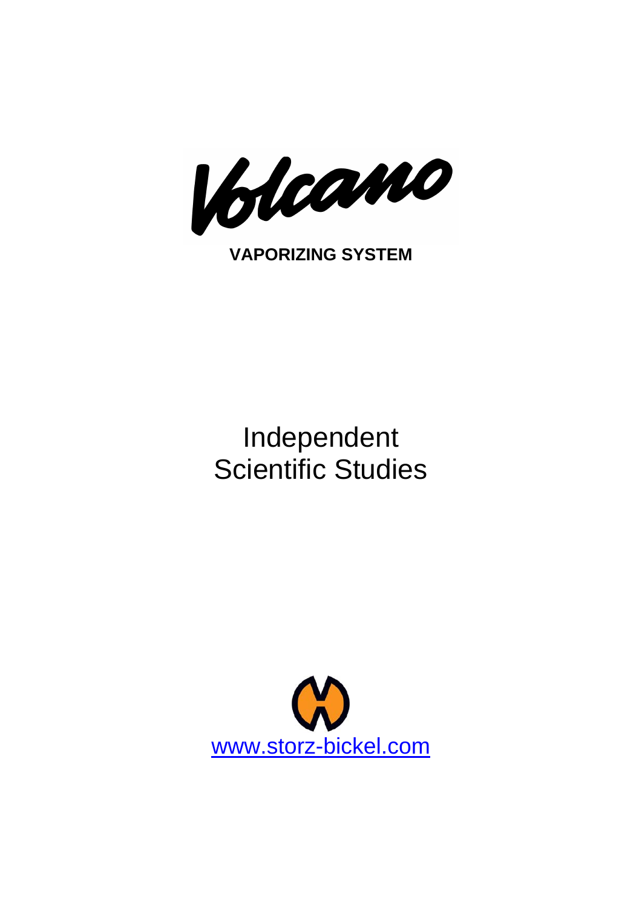# Volcano

**VAPORIZING SYSTEM**

# Independent Scientific Studies

www.storz-bickel.com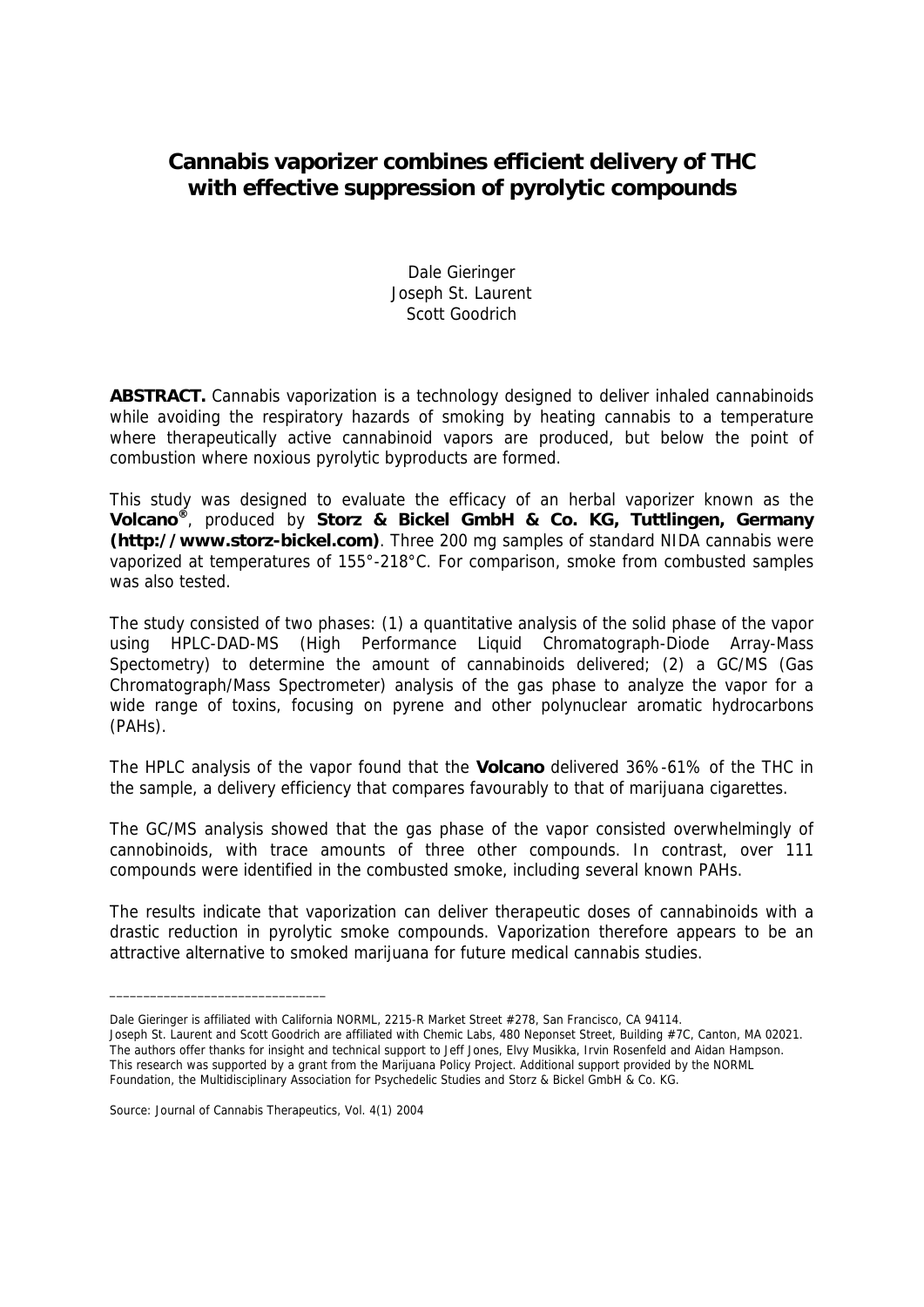# Cannabis vaporizer combines efficient delivery of THC with effective suppression of pyrolytic compounds

Dale Gieringer
Joseph St. Laurent
Scott Goodrich

**ABSTRACT.** Cannabis vaporization is a technology designed to deliver inhaled cannabinoids while avoiding the respiratory hazards of smoking by heating cannabis to a temperature where therapeutically active cannabinoid vapors are produced, but below the point of combustion where noxious pyrolytic byproducts are formed.

This study was designed to evaluate the efficacy of an herbal vaporizer known as the **Volcano®**, produced by **Storz & Bickel GmbH & Co. KG, Tuttlingen, Germany (http://www.storz-bickel.com)**. Three 200 mg samples of standard NIDA cannabis were vaporized at temperatures of 155°-218°C. For comparison, smoke from combusted samples was also tested.

The study consisted of two phases: (1) a quantitative analysis of the solid phase of the vapor using HPLC-DAD-MS (High Performance Liquid Chromatograph-Diode Array-Mass Spectometry) to determine the amount of cannabinoids delivered; (2) a GC/MS (Gas Chromatograph/Mass Spectrometer) analysis of the gas phase to analyze the vapor for a wide range of toxins, focusing on pyrene and other polynuclear aromatic hydrocarbons (PAHs).

The HPLC analysis of the vapor found that the **Volcano** delivered 36%-61% of the THC in the sample, a delivery efficiency that compares favourably to that of marijuana cigarettes.

The GC/MS analysis showed that the gas phase of the vapor consisted overwhelmingly of cannobinoids, with trace amounts of three other compounds. In contrast, over 111 compounds were identified in the combusted smoke, including several known PAHs.

The results indicate that vaporization can deliver therapeutic doses of cannabinoids with a drastic reduction in pyrolytic smoke compounds. Vaporization therefore appears to be an attractive alternative to smoked marijuana for future medical cannabis studies.

---

Dale Gieringer is affiliated with California NORML, 2215-R Market Street #278, San Francisco, CA 94114.
Joseph St. Laurent and Scott Goodrich are affiliated with Chemic Labs, 480 Neponset Street, Building #7C, Canton, MA 02021.
The authors offer thanks for insight and technical support to Jeff Jones, Elvy Musikka, Irvin Rosenfeld and Aidan Hampson.
This research was supported by a grant from the Marijuana Policy Project. Additional support provided by the NORML Foundation, the Multidisciplinary Association for Psychedelic Studies and Storz & Bickel GmbH & Co. KG.

Source: Journal of Cannabis Therapeutics, Vol. 4(1) 2004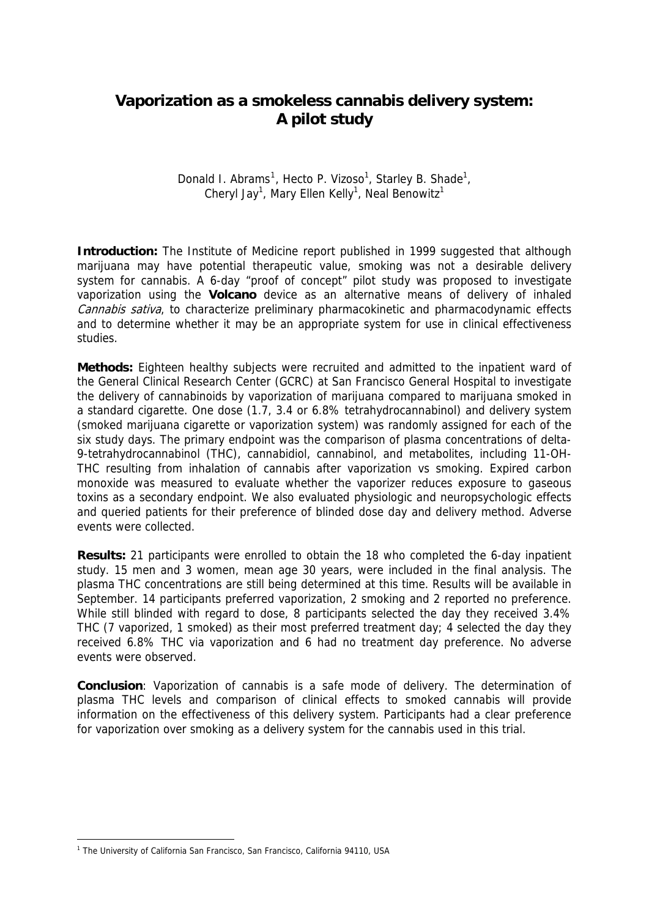# Vaporization as a smokeless cannabis delivery system: A pilot study

Donald I. Abrams[1], Hecto P. Vizoso[1], Starley B. Shade[1], Cheryl Jay[1], Mary Ellen Kelly[1], Neal Benowitz[1]

**Introduction:** The Institute of Medicine report published in 1999 suggested that although marijuana may have potential therapeutic value, smoking was not a desirable delivery system for cannabis. A 6-day "proof of concept" pilot study was proposed to investigate vaporization using the **Volcano** device as an alternative means of delivery of inhaled *Cannabis sativa*, to characterize preliminary pharmacokinetic and pharmacodynamic effects and to determine whether it may be an appropriate system for use in clinical effectiveness studies.

**Methods:** Eighteen healthy subjects were recruited and admitted to the inpatient ward of the General Clinical Research Center (GCRC) at San Francisco General Hospital to investigate the delivery of cannabinoids by vaporization of marijuana compared to marijuana smoked in a standard cigarette. One dose (1.7, 3.4 or 6.8% tetrahydrocannabinol) and delivery system (smoked marijuana cigarette or vaporization system) was randomly assigned for each of the six study days. The primary endpoint was the comparison of plasma concentrations of delta-9-tetrahydrocannabinol (THC), cannabidiol, cannabinol, and metabolites, including 11-OH-THC resulting from inhalation of cannabis after vaporization vs smoking. Expired carbon monoxide was measured to evaluate whether the vaporizer reduces exposure to gaseous toxins as a secondary endpoint. We also evaluated physiologic and neuropsychologic effects and queried patients for their preference of blinded dose day and delivery method. Adverse events were collected.

**Results:** 21 participants were enrolled to obtain the 18 who completed the 6-day inpatient study. 15 men and 3 women, mean age 30 years, were included in the final analysis. The plasma THC concentrations are still being determined at this time. Results will be available in September. 14 participants preferred vaporization, 2 smoking and 2 reported no preference. While still blinded with regard to dose, 8 participants selected the day they received 3.4% THC (7 vaporized, 1 smoked) as their most preferred treatment day; 4 selected the day they received 6.8% THC via vaporization and 6 had no treatment day preference. No adverse events were observed.

**Conclusion**: Vaporization of cannabis is a safe mode of delivery. The determination of plasma THC levels and comparison of clinical effects to smoked cannabis will provide information on the effectiveness of this delivery system. Participants had a clear preference for vaporization over smoking as a delivery system for the cannabis used in this trial.

[1] The University of California San Francisco, San Francisco, California 94110, USA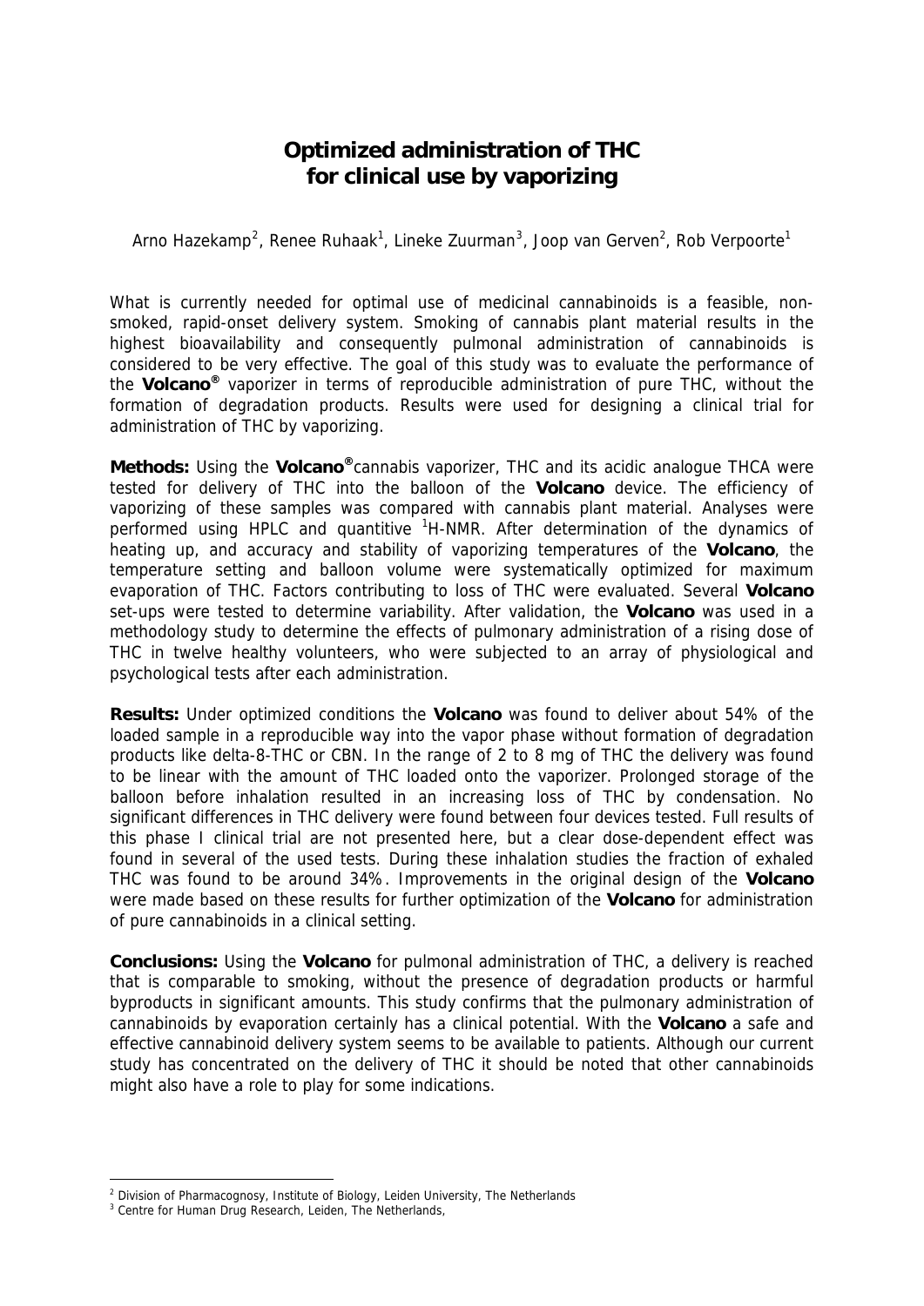# Optimized administration of THC for clinical use by vaporizing

Arno Hazekamp[2], Renee Ruhaak[1], Lineke Zuurman[3], Joop van Gerven[2], Rob Verpoorte[1]

What is currently needed for optimal use of medicinal cannabinoids is a feasible, non-smoked, rapid-onset delivery system. Smoking of cannabis plant material results in the highest bioavailability and consequently pulmonal administration of cannabinoids is considered to be very effective. The goal of this study was to evaluate the performance of the **Volcano®** vaporizer in terms of reproducible administration of pure THC, without the formation of degradation products. Results were used for designing a clinical trial for administration of THC by vaporizing.

**Methods:** Using the **Volcano®** cannabis vaporizer, THC and its acidic analogue THCA were tested for delivery of THC into the balloon of the **Volcano** device. The efficiency of vaporizing of these samples was compared with cannabis plant material. Analyses were performed using HPLC and quantitive $^{1}$H-NMR. After determination of the dynamics of heating up, and accuracy and stability of vaporizing temperatures of the **Volcano**, the temperature setting and balloon volume were systematically optimized for maximum evaporation of THC. Factors contributing to loss of THC were evaluated. Several **Volcano** set-ups were tested to determine variability. After validation, the **Volcano** was used in a methodology study to determine the effects of pulmonary administration of a rising dose of THC in twelve healthy volunteers, who were subjected to an array of physiological and psychological tests after each administration.

**Results:** Under optimized conditions the **Volcano** was found to deliver about 54% of the loaded sample in a reproducible way into the vapor phase without formation of degradation products like delta-8-THC or CBN. In the range of 2 to 8 mg of THC the delivery was found to be linear with the amount of THC loaded onto the vaporizer. Prolonged storage of the balloon before inhalation resulted in an increasing loss of THC by condensation. No significant differences in THC delivery were found between four devices tested. Full results of this phase I clinical trial are not presented here, but a clear dose-dependent effect was found in several of the used tests. During these inhalation studies the fraction of exhaled THC was found to be around 34%. Improvements in the original design of the **Volcano** were made based on these results for further optimization of the **Volcano** for administration of pure cannabinoids in a clinical setting.

**Conclusions:** Using the **Volcano** for pulmonal administration of THC, a delivery is reached that is comparable to smoking, without the presence of degradation products or harmful byproducts in significant amounts. This study confirms that the pulmonary administration of cannabinoids by evaporation certainly has a clinical potential. With the **Volcano** a safe and effective cannabinoid delivery system seems to be available to patients. Although our current study has concentrated on the delivery of THC it should be noted that other cannabinoids might also have a role to play for some indications.

---

[2] Division of Pharmacognosy, Institute of Biology, Leiden University, The Netherlands

[3] Centre for Human Drug Research, Leiden, The Netherlands,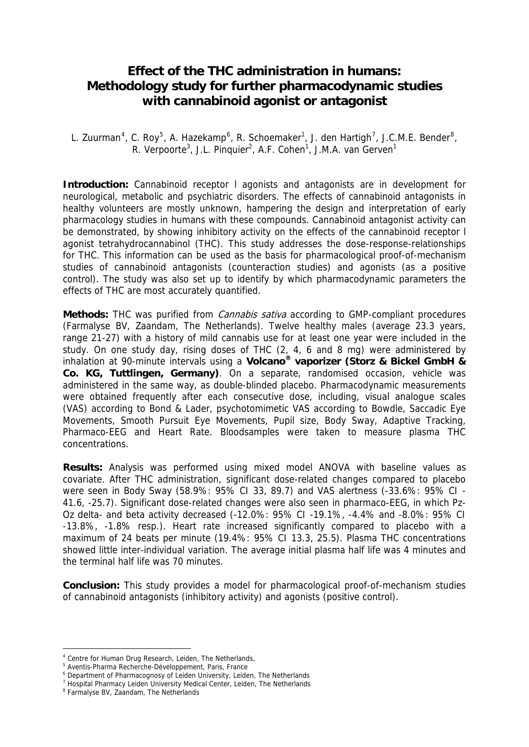# Effect of the THC administration in humans: Methodology study for further pharmacodynamic studies with cannabinoid agonist or antagonist

L. Zuurman[4], C. Roy[5], A. Hazekamp[6], R. Schoemaker[1], J. den Hartigh[7], J.C.M.E. Bender[8], R. Verpoorte[3], J.L. Pinquier[2], A.F. Cohen[1], J.M.A. van Gerven[1]

**Introduction:** Cannabinoid receptor I agonists and antagonists are in development for neurological, metabolic and psychiatric disorders. The effects of cannabinoid antagonists in healthy volunteers are mostly unknown, hampering the design and interpretation of early pharmacology studies in humans with these compounds. Cannabinoid antagonist activity can be demonstrated, by showing inhibitory activity on the effects of the cannabinoid receptor I agonist tetrahydrocannabinol (THC). This study addresses the dose-response-relationships for THC. This information can be used as the basis for pharmacological proof-of-mechanism studies of cannabinoid antagonists (counteraction studies) and agonists (as a positive control). The study was also set up to identify by which pharmacodynamic parameters the effects of THC are most accurately quantified.

**Methods:** THC was purified from *Cannabis sativa* according to GMP-compliant procedures (Farmalyse BV, Zaandam, The Netherlands). Twelve healthy males (average 23.3 years, range 21-27) with a history of mild cannabis use for at least one year were included in the study. On one study day, rising doses of THC (2, 4, 6 and 8 mg) were administered by inhalation at 90-minute intervals using a **Volcano® vaporizer (Storz & Bickel GmbH & Co. KG, Tuttlingen, Germany)**. On a separate, randomised occasion, vehicle was administered in the same way, as double-blinded placebo. Pharmacodynamic measurements were obtained frequently after each consecutive dose, including, visual analogue scales (VAS) according to Bond & Lader, psychotomimetic VAS according to Bowdle, Saccadic Eye Movements, Smooth Pursuit Eye Movements, Pupil size, Body Sway, Adaptive Tracking, Pharmaco-EEG and Heart Rate. Bloodsamples were taken to measure plasma THC concentrations.

**Results:** Analysis was performed using mixed model ANOVA with baseline values as covariate. After THC administration, significant dose-related changes compared to placebo were seen in Body Sway (58.9%: 95% CI 33, 89.7) and VAS alertness (-33.6%: 95% CI -41.6, -25.7). Significant dose-related changes were also seen in pharmaco-EEG, in which Pz-Oz delta- and beta activity decreased (-12.0%: 95% CI -19.1%, -4.4% and -8.0%: 95% CI -13.8%, -1.8% resp.). Heart rate increased significantly compared to placebo with a maximum of 24 beats per minute (19.4%: 95% CI 13.3, 25.5). Plasma THC concentrations showed little inter-individual variation. The average initial plasma half life was 4 minutes and the terminal half life was 70 minutes.

**Conclusion:** This study provides a model for pharmacological proof-of-mechanism studies of cannabinoid antagonists (inhibitory activity) and agonists (positive control).

---

[4] Centre for Human Drug Research, Leiden, The Netherlands,
[5] Aventis-Pharma Recherche-Développement, Paris, France
[6] Department of Pharmacognosy of Leiden University, Leiden, The Netherlands
[7] Hospital Pharmacy Leiden University Medical Center, Leiden, The Netherlands
[8] Farmalyse BV, Zaandam, The Netherlands